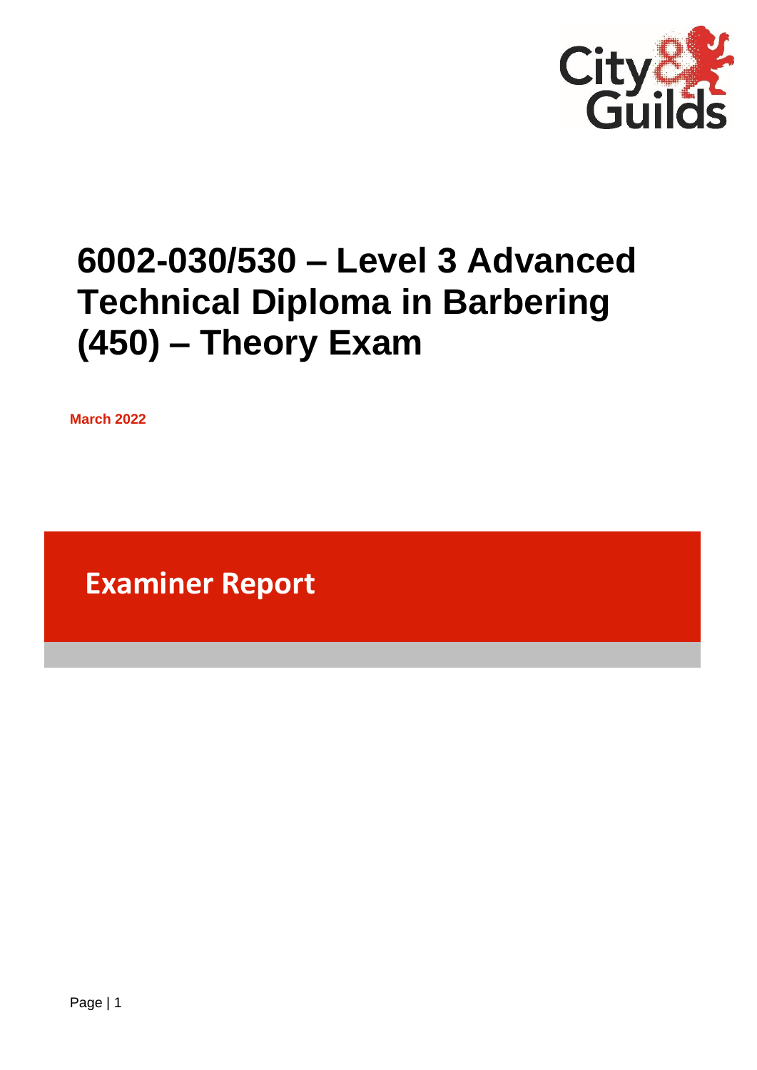# 6002-030/530 – Level 3 Advanced Technical Diploma in Barbering (450) – Theory Exam

**March 2022**

## Examiner Report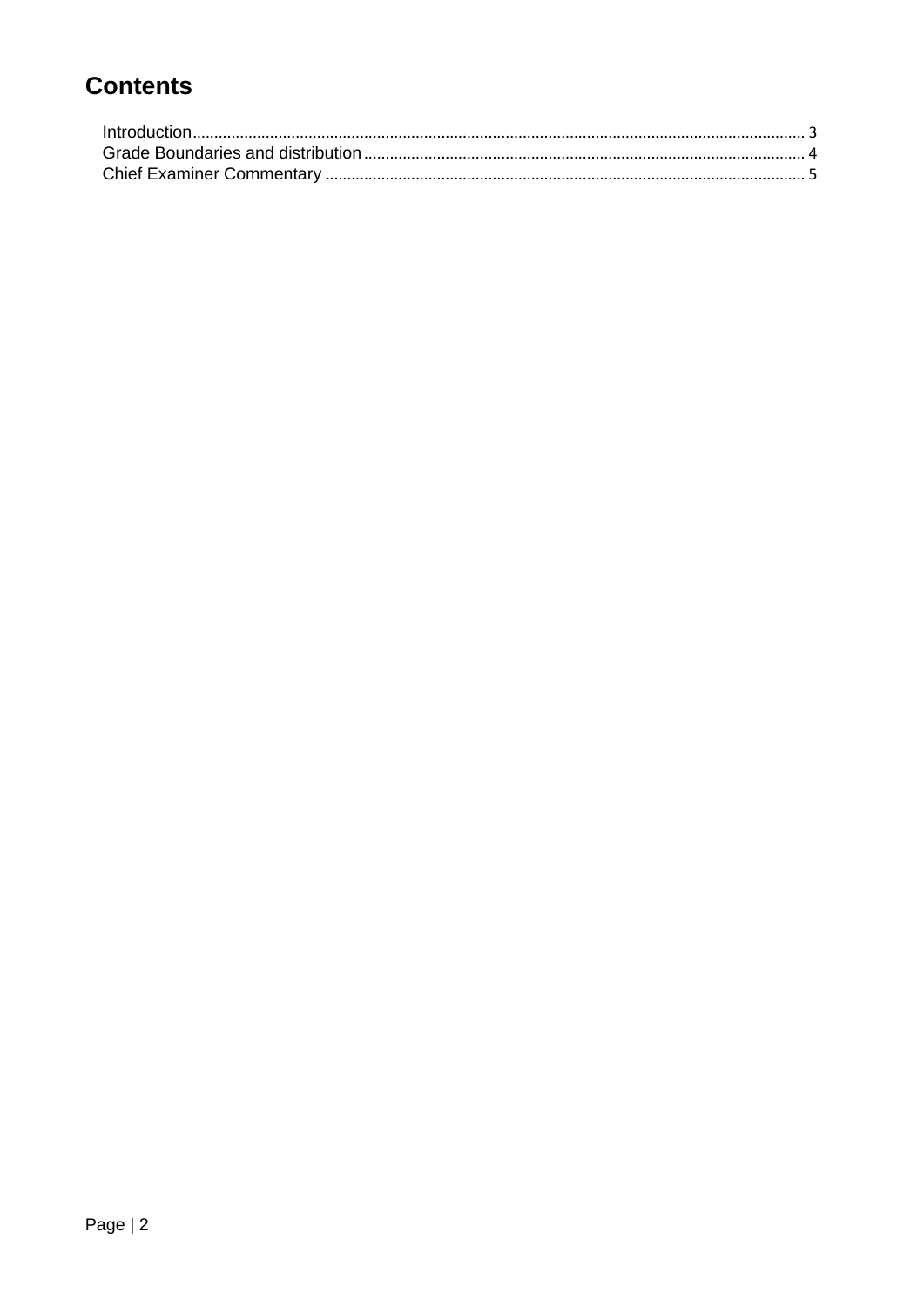# Contents

Introduction .......... 3
Grade Boundaries and distribution .......... 4
Chief Examiner Commentary .......... 5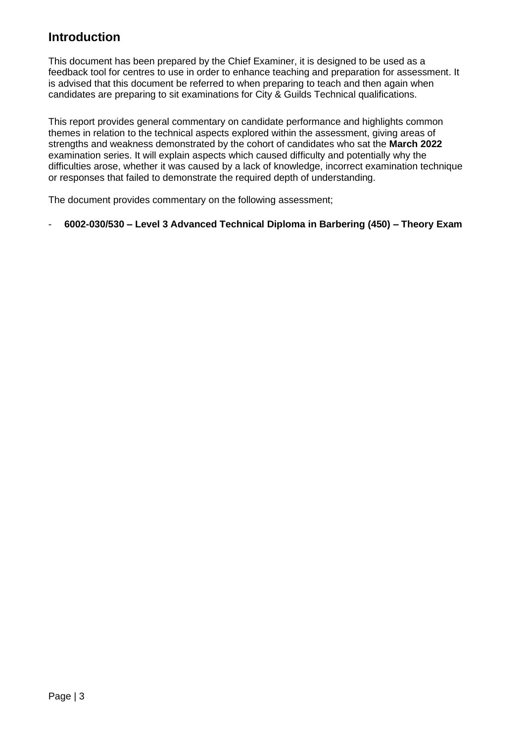## Introduction

This document has been prepared by the Chief Examiner, it is designed to be used as a feedback tool for centres to use in order to enhance teaching and preparation for assessment. It is advised that this document be referred to when preparing to teach and then again when candidates are preparing to sit examinations for City & Guilds Technical qualifications.

This report provides general commentary on candidate performance and highlights common themes in relation to the technical aspects explored within the assessment, giving areas of strengths and weakness demonstrated by the cohort of candidates who sat the **March 2022** examination series. It will explain aspects which caused difficulty and potentially why the difficulties arose, whether it was caused by a lack of knowledge, incorrect examination technique or responses that failed to demonstrate the required depth of understanding.

The document provides commentary on the following assessment;

- **6002-030/530 – Level 3 Advanced Technical Diploma in Barbering (450) – Theory Exam**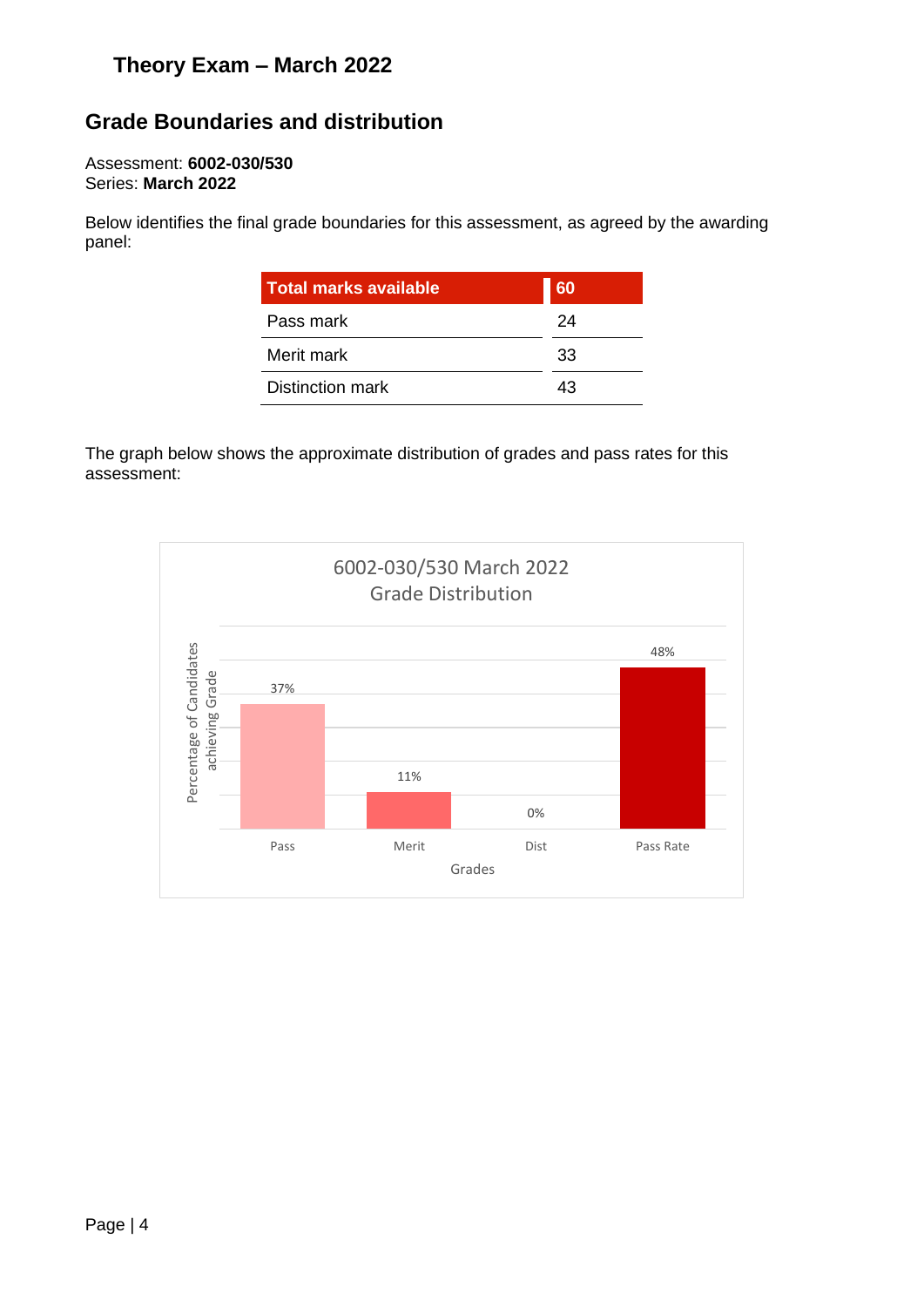# Theory Exam – March 2022

## Grade Boundaries and distribution

Assessment: **6002-030/530**
Series: **March 2022**

Below identifies the final grade boundaries for this assessment, as agreed by the awarding panel:

| Total marks available | 60 |
| --- | --- |
| Pass mark | 24 |
| Merit mark | 33 |
| Distinction mark | 43 |

The graph below shows the approximate distribution of grades and pass rates for this assessment:

6002-030/530 March 2022
Grade Distribution

| Grades | Percentage of Candidates achieving Grade |
| --- | --- |
| Pass | 37% |
| Merit | 11% |
| Dist | 0% |
| Pass Rate | 48% |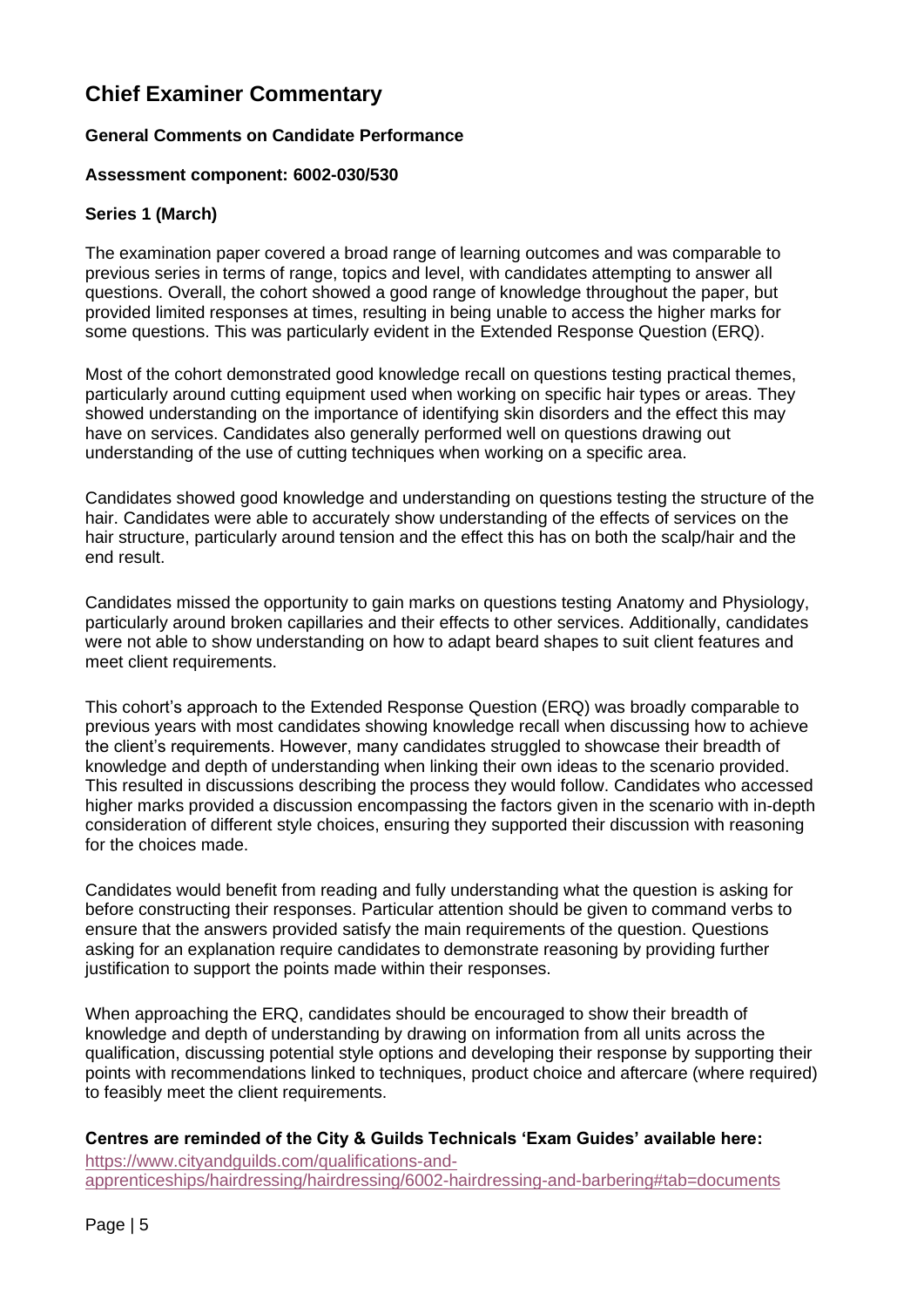## Chief Examiner Commentary

**General Comments on Candidate Performance**

**Assessment component: 6002-030/530**

**Series 1 (March)**

The examination paper covered a broad range of learning outcomes and was comparable to previous series in terms of range, topics and level, with candidates attempting to answer all questions. Overall, the cohort showed a good range of knowledge throughout the paper, but provided limited responses at times, resulting in being unable to access the higher marks for some questions. This was particularly evident in the Extended Response Question (ERQ).

Most of the cohort demonstrated good knowledge recall on questions testing practical themes, particularly around cutting equipment used when working on specific hair types or areas. They showed understanding on the importance of identifying skin disorders and the effect this may have on services. Candidates also generally performed well on questions drawing out understanding of the use of cutting techniques when working on a specific area.

Candidates showed good knowledge and understanding on questions testing the structure of the hair. Candidates were able to accurately show understanding of the effects of services on the hair structure, particularly around tension and the effect this has on both the scalp/hair and the end result.

Candidates missed the opportunity to gain marks on questions testing Anatomy and Physiology, particularly around broken capillaries and their effects to other services. Additionally, candidates were not able to show understanding on how to adapt beard shapes to suit client features and meet client requirements.

This cohort's approach to the Extended Response Question (ERQ) was broadly comparable to previous years with most candidates showing knowledge recall when discussing how to achieve the client's requirements. However, many candidates struggled to showcase their breadth of knowledge and depth of understanding when linking their own ideas to the scenario provided. This resulted in discussions describing the process they would follow. Candidates who accessed higher marks provided a discussion encompassing the factors given in the scenario with in-depth consideration of different style choices, ensuring they supported their discussion with reasoning for the choices made.

Candidates would benefit from reading and fully understanding what the question is asking for before constructing their responses. Particular attention should be given to command verbs to ensure that the answers provided satisfy the main requirements of the question. Questions asking for an explanation require candidates to demonstrate reasoning by providing further justification to support the points made within their responses.

When approaching the ERQ, candidates should be encouraged to show their breadth of knowledge and depth of understanding by drawing on information from all units across the qualification, discussing potential style options and developing their response by supporting their points with recommendations linked to techniques, product choice and aftercare (where required) to feasibly meet the client requirements.

**Centres are reminded of the City & Guilds Technicals 'Exam Guides' available here:**

https://www.cityandguilds.com/qualifications-and-apprenticeships/hairdressing/hairdressing/6002-hairdressing-and-barbering#tab=documents